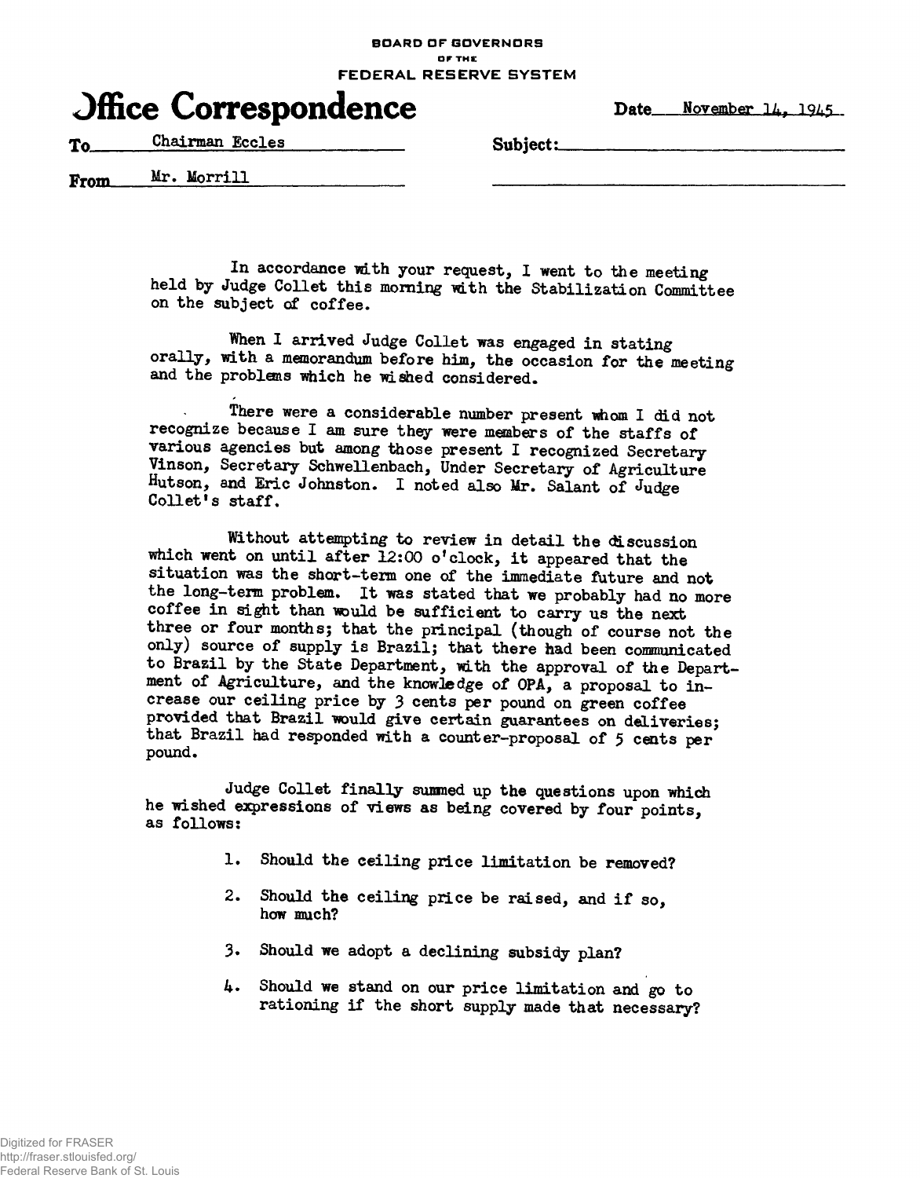BOARD OF GOVERNORS
OF THE
FEDERAL RESERVE SYSTEM

# Office Correspondence

Date November 14, 1945

To Chairman Eccles

Subject:

From Mr. Morrill

In accordance with your request, I went to the meeting held by Judge Collet this morning with the Stabilization Committee on the subject of coffee.

When I arrived Judge Collet was engaged in stating orally, with a memorandum before him, the occasion for the meeting and the problems which he wished considered.

There were a considerable number present whom I did not recognize because I am sure they were members of the staffs of various agencies but among those present I recognized Secretary Vinson, Secretary Schwellenbach, Under Secretary of Agriculture Hutson, and Eric Johnston. I noted also Mr. Salant of Judge Collet's staff.

Without attempting to review in detail the discussion which went on until after 12:00 o'clock, it appeared that the situation was the short-term one of the immediate future and not the long-term problem. It was stated that we probably had no more coffee in sight than would be sufficient to carry us the next three or four months; that the principal (though of course not the only) source of supply is Brazil; that there had been communicated to Brazil by the State Department, with the approval of the Department of Agriculture, and the knowledge of OPA, a proposal to increase our ceiling price by 3 cents per pound on green coffee provided that Brazil would give certain guarantees on deliveries; that Brazil had responded with a counter-proposal of 5 cents per pound.

Judge Collet finally summed up the questions upon which he wished expressions of views as being covered by four points, as follows:

1. Should the ceiling price limitation be removed?
2. Should the ceiling price be raised, and if so, how much?
3. Should we adopt a declining subsidy plan?
4. Should we stand on our price limitation and go to rationing if the short supply made that necessary?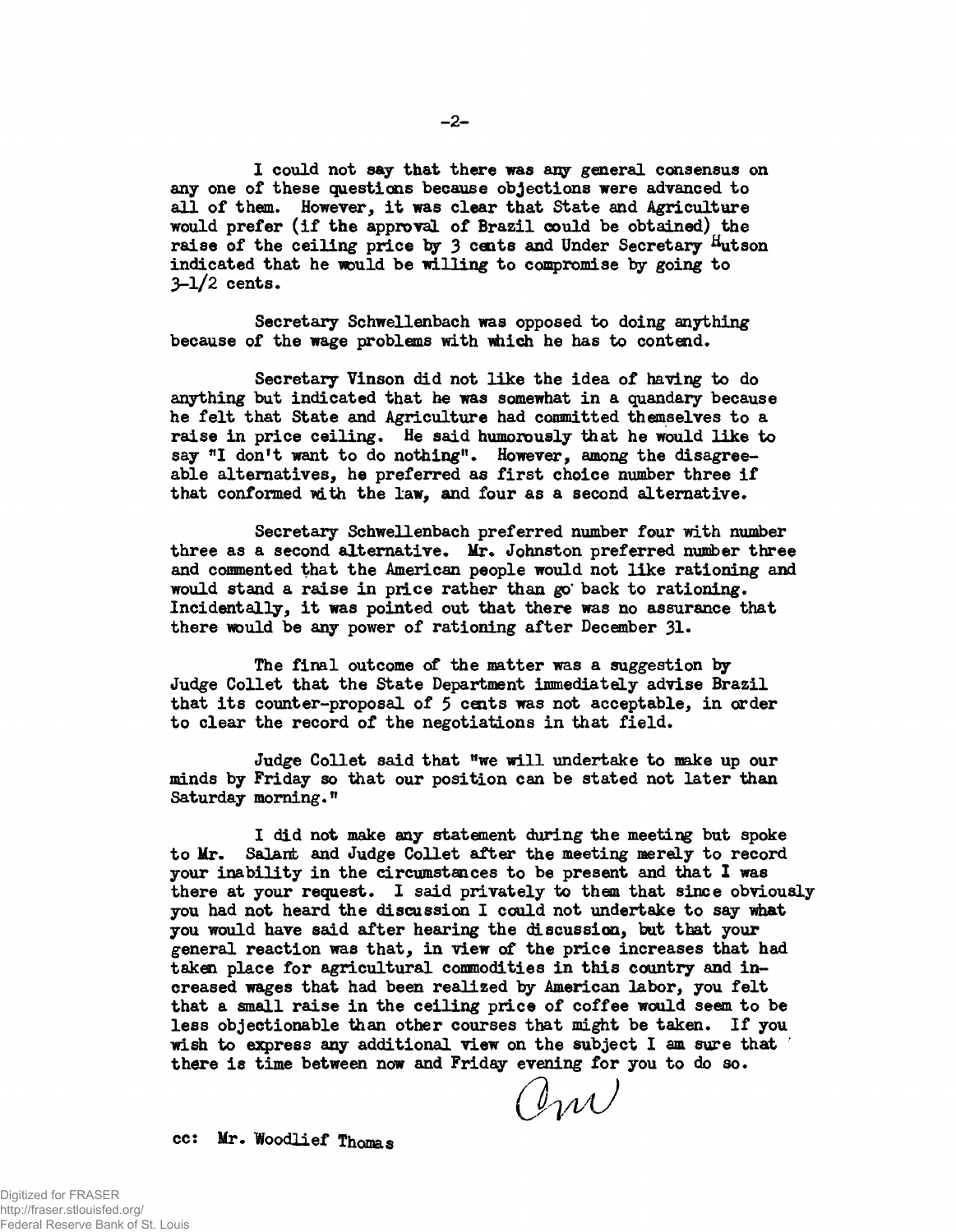I could not say that there was any general consensus on any one of these questions because objections were advanced to all of them. However, it was clear that State and Agriculture would prefer (if the approval of Brazil could be obtained) the raise of the ceiling price by 3 cents and Under Secretary Hutson indicated that he would be willing to compromise by going to 3-1/2 cents.

Secretary Schwellenbach was opposed to doing anything because of the wage problems with which he has to contend.

Secretary Vinson did not like the idea of having to do anything but indicated that he was somewhat in a quandary because he felt that State and Agriculture had committed themselves to a raise in price ceiling. He said humorously that he would like to say "I don't want to do nothing". However, among the disagreeable alternatives, he preferred as first choice number three if that conformed with the law, and four as a second alternative.

Secretary Schwellenbach preferred number four with number three as a second alternative. Mr. Johnston preferred number three and commented that the American people would not like rationing and would stand a raise in price rather than go back to rationing. Incidentally, it was pointed out that there was no assurance that there would be any power of rationing after December 31.

The final outcome of the matter was a suggestion by Judge Collet that the State Department immediately advise Brazil that its counter-proposal of 5 cents was not acceptable, in order to clear the record of the negotiations in that field.

Judge Collet said that "we will undertake to make up our minds by Friday so that our position can be stated not later than Saturday morning."

I did not make any statement during the meeting but spoke to Mr. Salant and Judge Collet after the meeting merely to record your inability in the circumstances to be present and that I was there at your request. I said privately to them that since obviously you had not heard the discussion I could not undertake to say what you would have said after hearing the discussion, but that your general reaction was that, in view of the price increases that had taken place for agricultural commodities in this country and increased wages that had been realized by American labor, you felt that a small raise in the ceiling price of coffee would seem to be less objectionable than other courses that might be taken. If you wish to express any additional view on the subject I am sure that there is time between now and Friday evening for you to do so.

Chm

cc: Mr. Woodlief Thomas